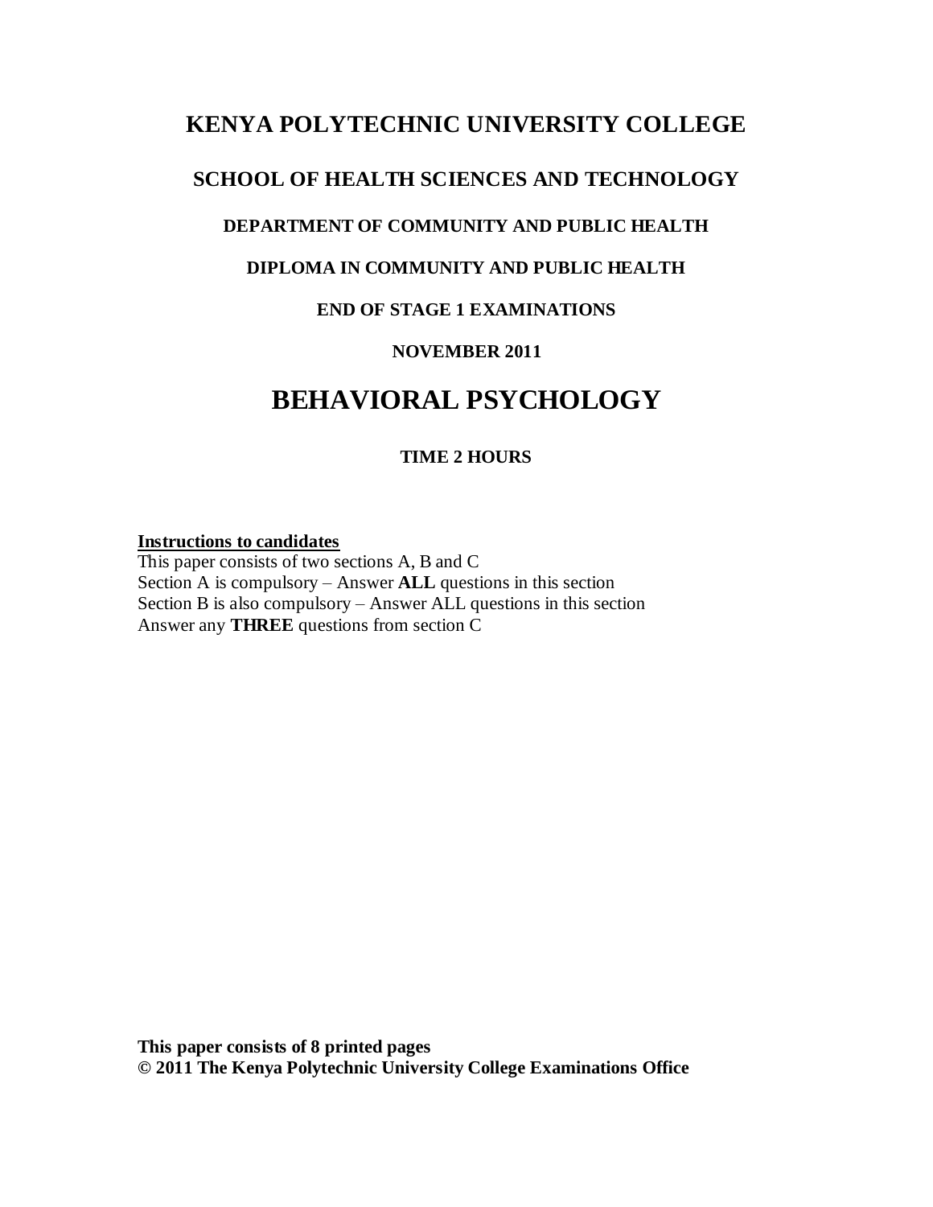# KENYA POLYTECHNIC UNIVERSITY COLLEGE

## SCHOOL OF HEALTH SCIENCES AND TECHNOLOGY

### DEPARTMENT OF COMMUNITY AND PUBLIC HEALTH

### DIPLOMA IN COMMUNITY AND PUBLIC HEALTH

### END OF STAGE 1 EXAMINATIONS

### NOVEMBER 2011

# BEHAVIORAL PSYCHOLOGY

**TIME 2 HOURS**

**Instructions to candidates**

This paper consists of two sections A, B and C
Section A is compulsory – Answer **ALL** questions in this section
Section B is also compulsory – Answer ALL questions in this section
Answer any **THREE** questions from section C

**This paper consists of 8 printed pages**
**© 2011 The Kenya Polytechnic University College Examinations Office**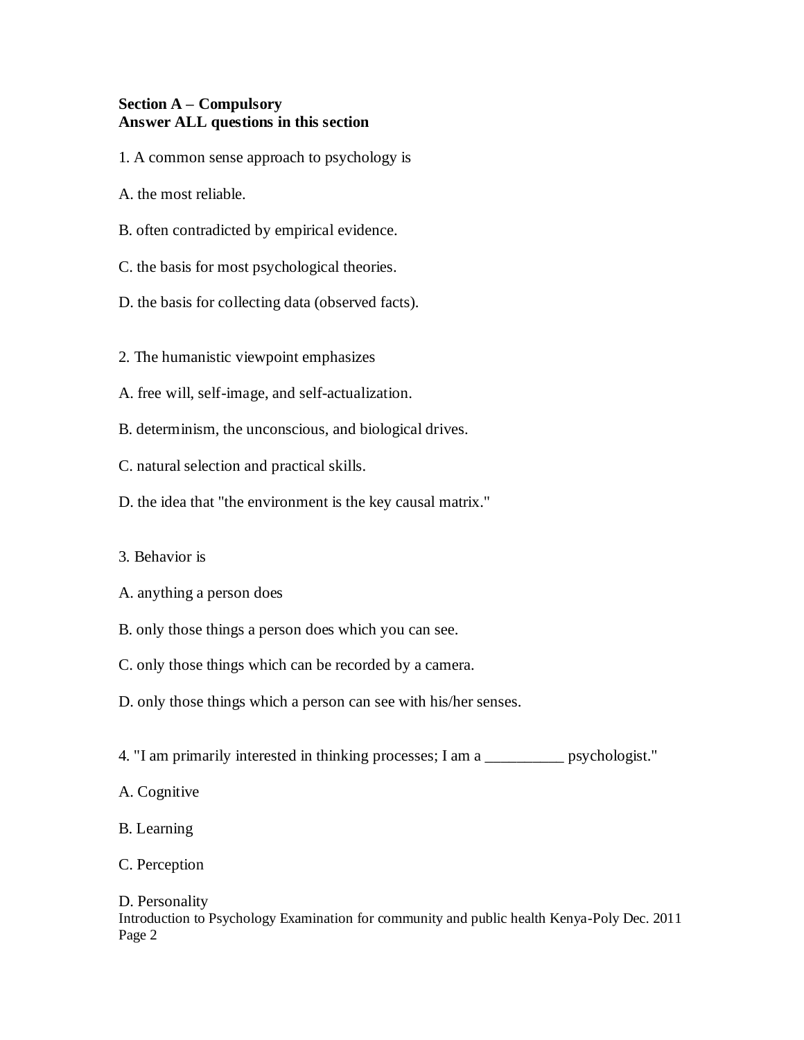**Section A – Compulsory**
**Answer ALL questions in this section**

1. A common sense approach to psychology is

A. the most reliable.

B. often contradicted by empirical evidence.

C. the basis for most psychological theories.

D. the basis for collecting data (observed facts).

2. The humanistic viewpoint emphasizes

A. free will, self-image, and self-actualization.

B. determinism, the unconscious, and biological drives.

C. natural selection and practical skills.

D. the idea that "the environment is the key causal matrix."

3. Behavior is

A. anything a person does

B. only those things a person does which you can see.

C. only those things which can be recorded by a camera.

D. only those things which a person can see with his/her senses.

4. "I am primarily interested in thinking processes; I am a __________ psychologist."

A. Cognitive

B. Learning

C. Perception

D. Personality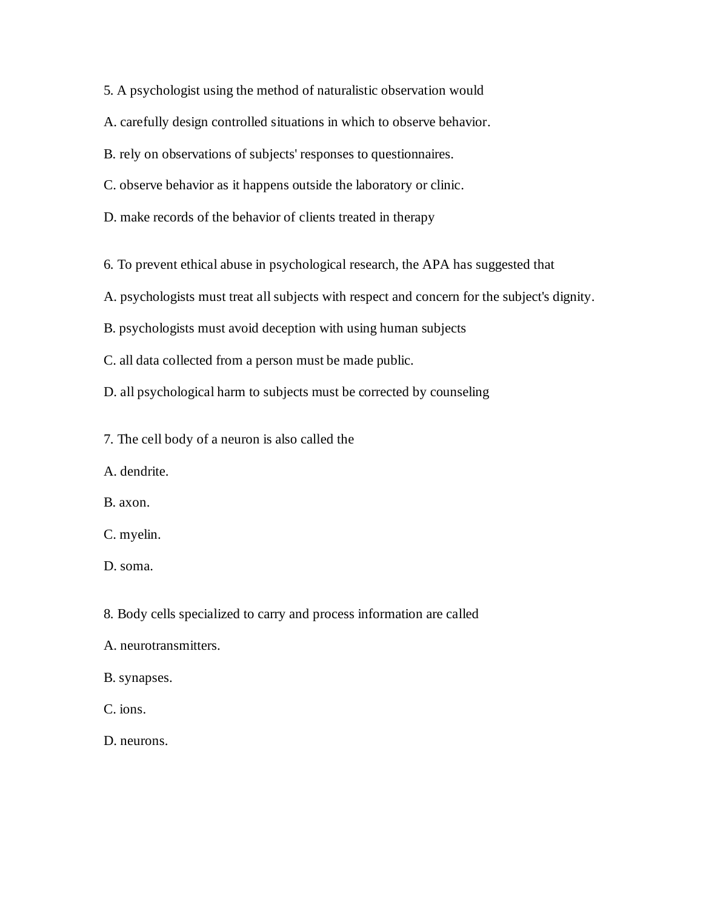5. A psychologist using the method of naturalistic observation would

A. carefully design controlled situations in which to observe behavior.

B. rely on observations of subjects' responses to questionnaires.

C. observe behavior as it happens outside the laboratory or clinic.

D. make records of the behavior of clients treated in therapy

6. To prevent ethical abuse in psychological research, the APA has suggested that

A. psychologists must treat all subjects with respect and concern for the subject's dignity.

B. psychologists must avoid deception with using human subjects

C. all data collected from a person must be made public.

D. all psychological harm to subjects must be corrected by counseling

7. The cell body of a neuron is also called the

A. dendrite.

B. axon.

C. myelin.

D. soma.

8. Body cells specialized to carry and process information are called

A. neurotransmitters.

B. synapses.

C. ions.

D. neurons.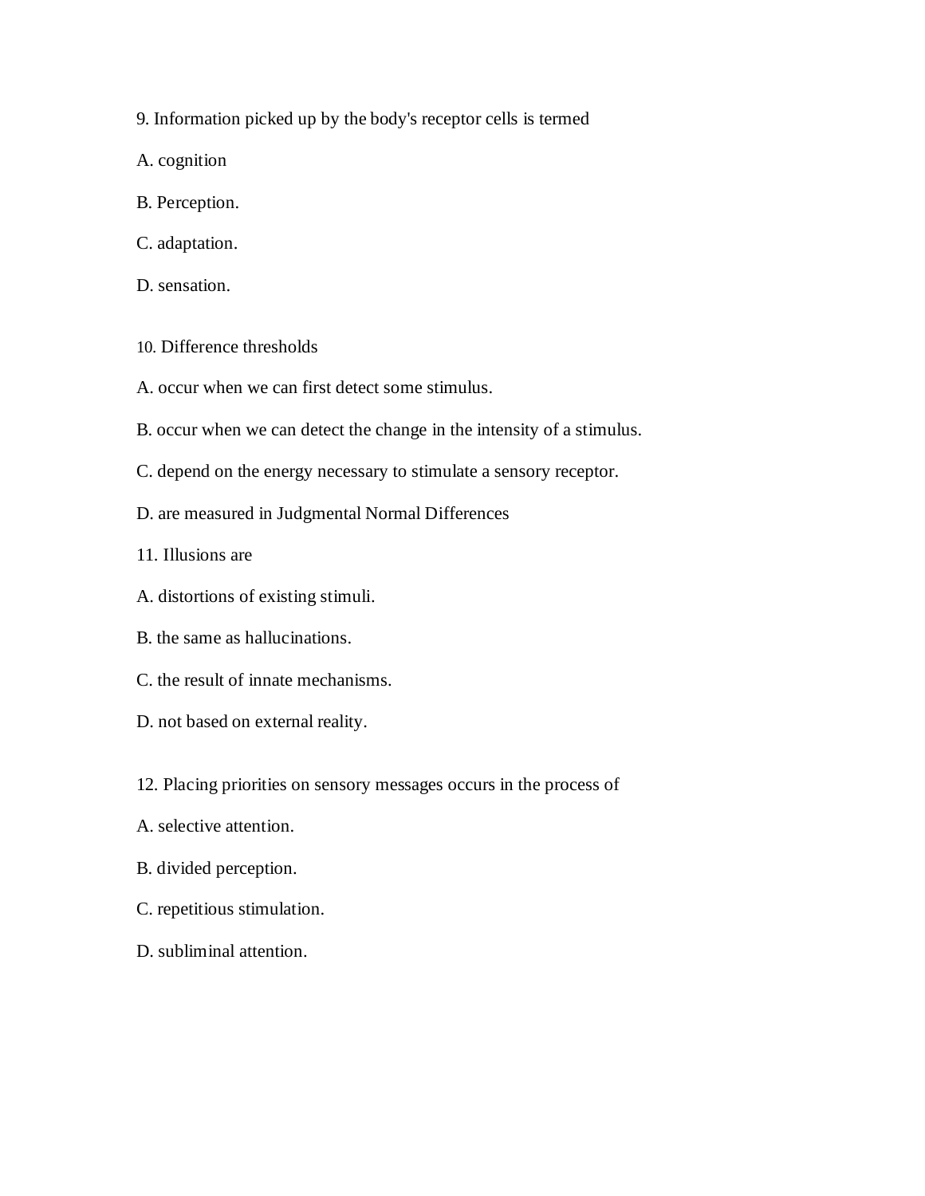9. Information picked up by the body's receptor cells is termed

A. cognition

B. Perception.

C. adaptation.

D. sensation.

10. Difference thresholds

A. occur when we can first detect some stimulus.

B. occur when we can detect the change in the intensity of a stimulus.

C. depend on the energy necessary to stimulate a sensory receptor.

D. are measured in Judgmental Normal Differences

11. Illusions are

A. distortions of existing stimuli.

B. the same as hallucinations.

C. the result of innate mechanisms.

D. not based on external reality.

12. Placing priorities on sensory messages occurs in the process of

A. selective attention.

B. divided perception.

C. repetitious stimulation.

D. subliminal attention.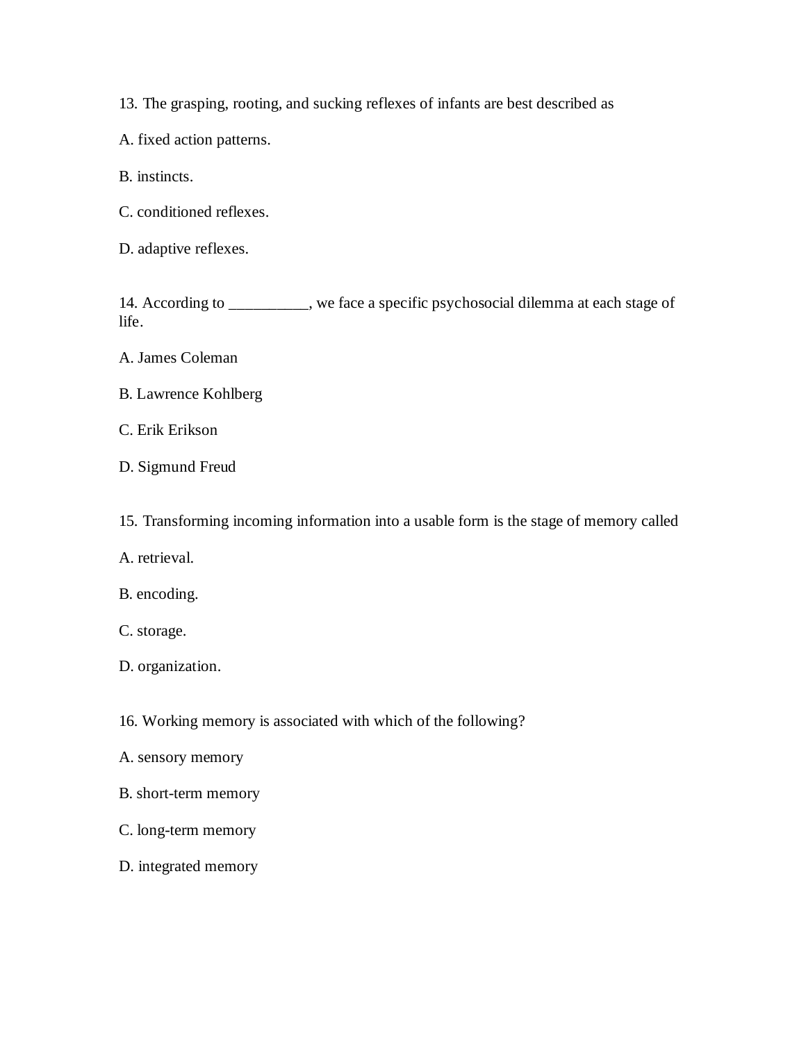13. The grasping, rooting, and sucking reflexes of infants are best described as

A. fixed action patterns.

B. instincts.

C. conditioned reflexes.

D. adaptive reflexes.

14. According to __________, we face a specific psychosocial dilemma at each stage of life.

A. James Coleman

B. Lawrence Kohlberg

C. Erik Erikson

D. Sigmund Freud

15. Transforming incoming information into a usable form is the stage of memory called

A. retrieval.

B. encoding.

C. storage.

D. organization.

16. Working memory is associated with which of the following?

A. sensory memory

B. short-term memory

C. long-term memory

D. integrated memory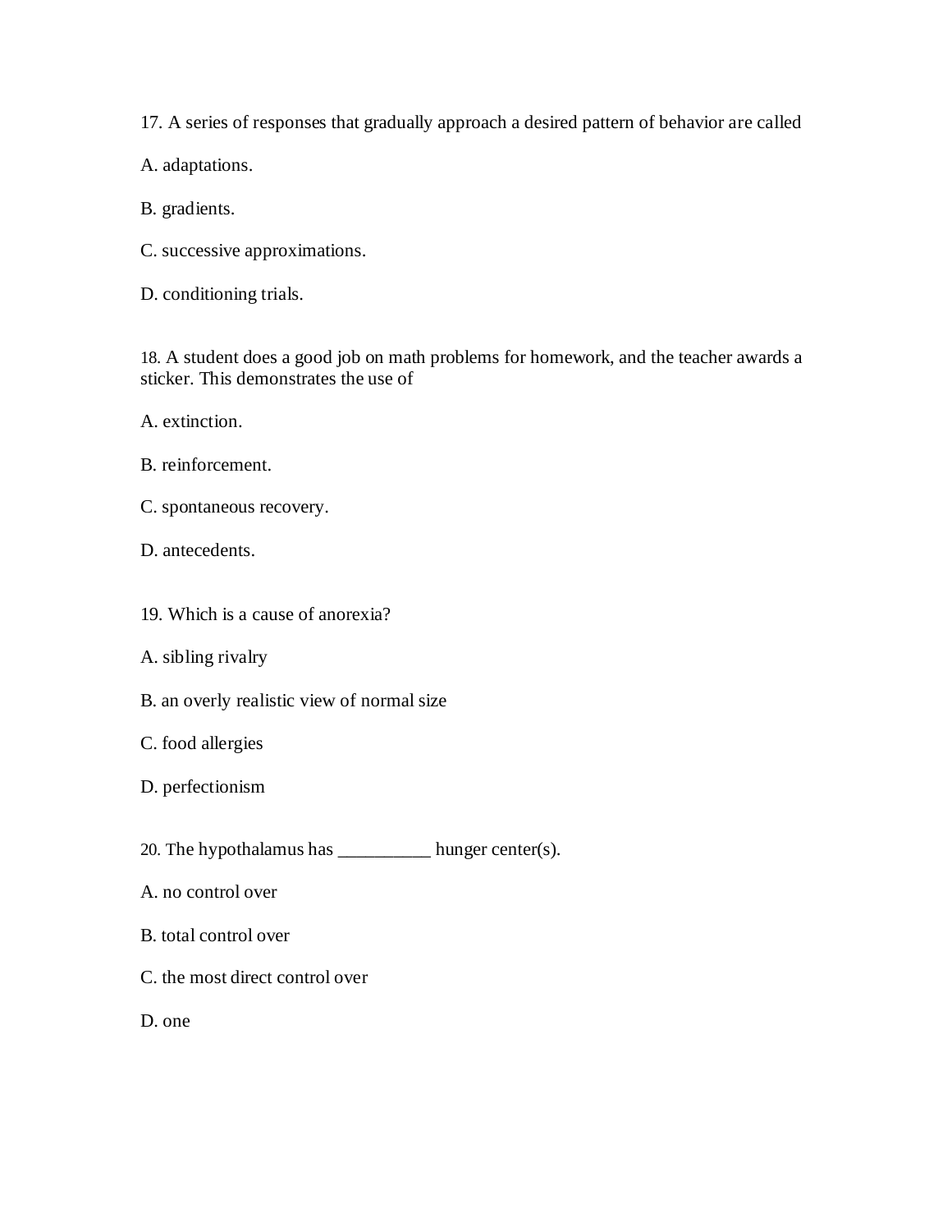17. A series of responses that gradually approach a desired pattern of behavior are called

A. adaptations.

B. gradients.

C. successive approximations.

D. conditioning trials.

18. A student does a good job on math problems for homework, and the teacher awards a sticker. This demonstrates the use of

A. extinction.

B. reinforcement.

C. spontaneous recovery.

D. antecedents.

19. Which is a cause of anorexia?

A. sibling rivalry

B. an overly realistic view of normal size

C. food allergies

D. perfectionism

20. The hypothalamus has __________ hunger center(s).

A. no control over

B. total control over

C. the most direct control over

D. one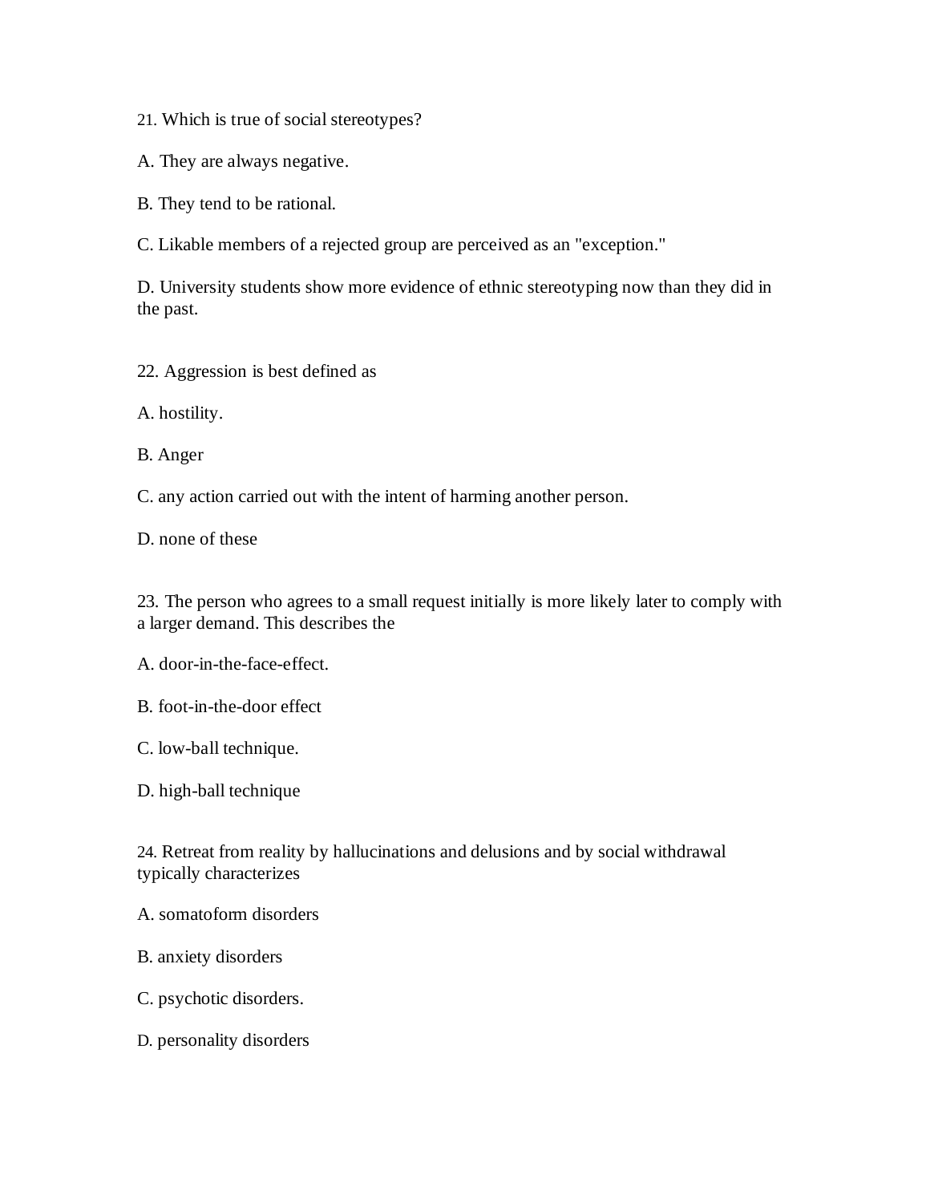21. Which is true of social stereotypes?

A. They are always negative.

B. They tend to be rational.

C. Likable members of a rejected group are perceived as an "exception."

D. University students show more evidence of ethnic stereotyping now than they did in the past.

22. Aggression is best defined as

A. hostility.

B. Anger

C. any action carried out with the intent of harming another person.

D. none of these

23. The person who agrees to a small request initially is more likely later to comply with a larger demand. This describes the

A. door-in-the-face-effect.

B. foot-in-the-door effect

C. low-ball technique.

D. high-ball technique

24. Retreat from reality by hallucinations and delusions and by social withdrawal typically characterizes

A. somatoform disorders

B. anxiety disorders

C. psychotic disorders.

D. personality disorders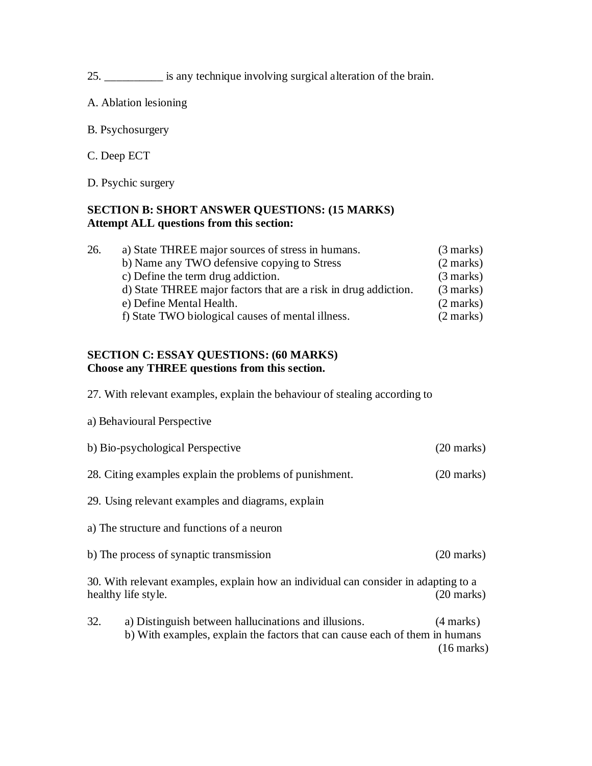25. __________ is any technique involving surgical alteration of the brain.

A. Ablation lesioning

B. Psychosurgery

C. Deep ECT

D. Psychic surgery

**SECTION B: SHORT ANSWER QUESTIONS: (15 MARKS)**
**Attempt ALL questions from this section:**

26.
a) State THREE major sources of stress in humans. (3 marks)
b) Name any TWO defensive copying to Stress (2 marks)
c) Define the term drug addiction. (3 marks)
d) State THREE major factors that are a risk in drug addiction. (3 marks)
e) Define Mental Health. (2 marks)
f) State TWO biological causes of mental illness. (2 marks)

**SECTION C: ESSAY QUESTIONS: (60 MARKS)**
**Choose any THREE questions from this section.**

27. With relevant examples, explain the behaviour of stealing according to

a) Behavioural Perspective

b) Bio-psychological Perspective (20 marks)

28. Citing examples explain the problems of punishment. (20 marks)

29. Using relevant examples and diagrams, explain

a) The structure and functions of a neuron

b) The process of synaptic transmission (20 marks)

30. With relevant examples, explain how an individual can consider in adapting to a healthy life style. (20 marks)

32.
a) Distinguish between hallucinations and illusions. (4 marks)
b) With examples, explain the factors that can cause each of them in humans (16 marks)